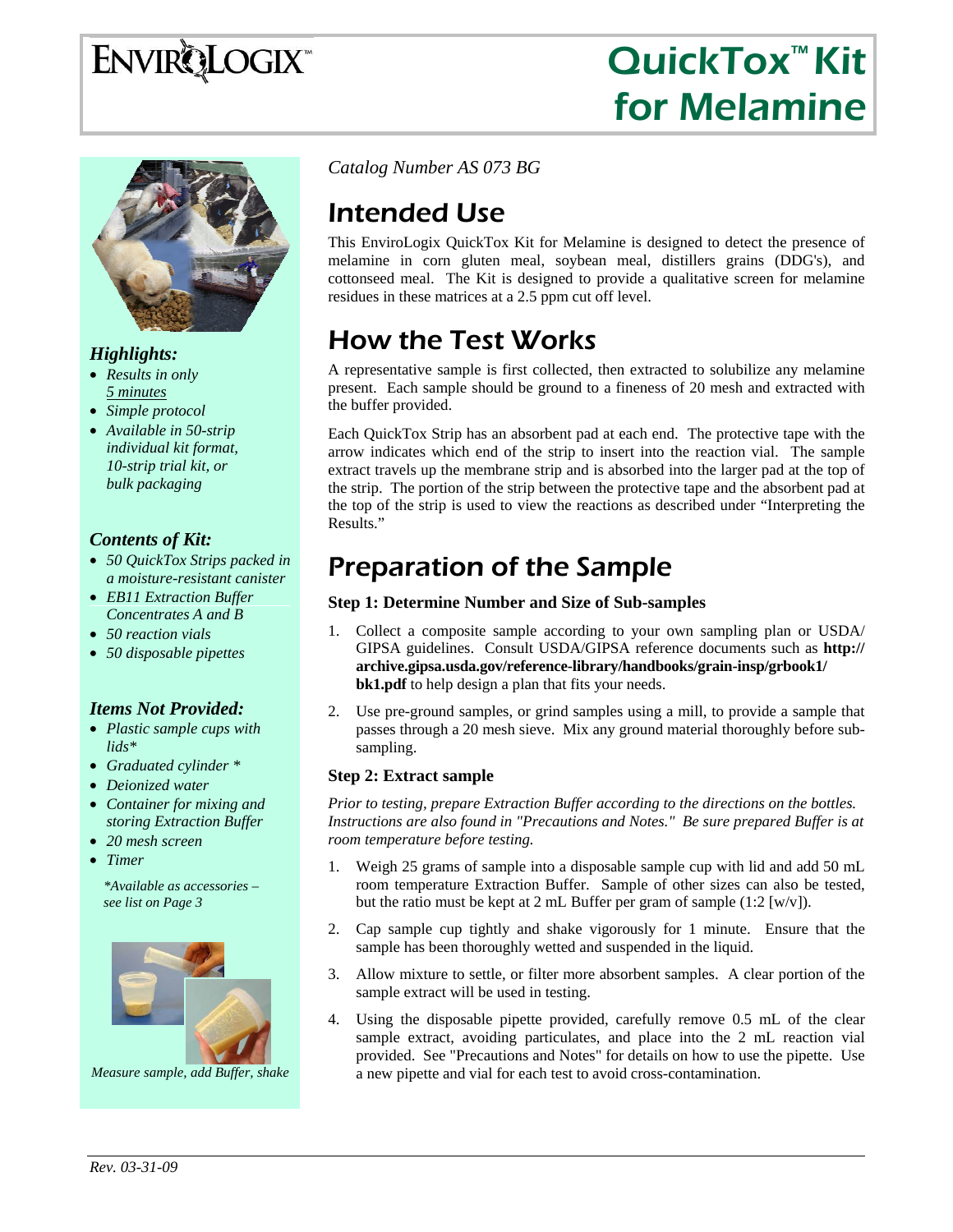# ENVIROLOGIX™

# QuickTox™ Kit for Melamine

### *Highlights:*

- *Results in only 5 minutes*
- *Simple protocol*
- *Available in 50-strip individual kit format, 10-strip trial kit, or bulk packaging*

### *Contents of Kit:*

- *50 QuickTox Strips packed in a moisture-resistant canister*
- *EB11 Extraction Buffer Concentrates A and B*
- *50 reaction vials*
- *50 disposable pipettes*

### *Items Not Provided:*

- *Plastic sample cups with lids**
- *Graduated cylinder **
- *Deionized water*
- *Container for mixing and storing Extraction Buffer*
- *20 mesh screen*
- *Timer*

*\*Available as accessories – see list on Page 3*

*Measure sample, add Buffer, shake*

*Catalog Number AS 073 BG*

## Intended Use

This EnviroLogix QuickTox Kit for Melamine is designed to detect the presence of melamine in corn gluten meal, soybean meal, distillers grains (DDG's), and cottonseed meal. The Kit is designed to provide a qualitative screen for melamine residues in these matrices at a 2.5 ppm cut off level.

## How the Test Works

A representative sample is first collected, then extracted to solubilize any melamine present. Each sample should be ground to a fineness of 20 mesh and extracted with the buffer provided.

Each QuickTox Strip has an absorbent pad at each end. The protective tape with the arrow indicates which end of the strip to insert into the reaction vial. The sample extract travels up the membrane strip and is absorbed into the larger pad at the top of the strip. The portion of the strip between the protective tape and the absorbent pad at the top of the strip is used to view the reactions as described under "Interpreting the Results."

## Preparation of the Sample

### Step 1: Determine Number and Size of Sub-samples

1. Collect a composite sample according to your own sampling plan or USDA/GIPSA guidelines. Consult USDA/GIPSA reference documents such as **http://archive.gipsa.usda.gov/reference-library/handbooks/grain-insp/grbook1/bk1.pdf** to help design a plan that fits your needs.
2. Use pre-ground samples, or grind samples using a mill, to provide a sample that passes through a 20 mesh sieve. Mix any ground material thoroughly before sub-sampling.

### Step 2: Extract sample

*Prior to testing, prepare Extraction Buffer according to the directions on the bottles. Instructions are also found in "Precautions and Notes." Be sure prepared Buffer is at room temperature before testing.*

1. Weigh 25 grams of sample into a disposable sample cup with lid and add 50 mL room temperature Extraction Buffer. Sample of other sizes can also be tested, but the ratio must be kept at 2 mL Buffer per gram of sample (1:2 [w/v]).
2. Cap sample cup tightly and shake vigorously for 1 minute. Ensure that the sample has been thoroughly wetted and suspended in the liquid.
3. Allow mixture to settle, or filter more absorbent samples. A clear portion of the sample extract will be used in testing.
4. Using the disposable pipette provided, carefully remove 0.5 mL of the clear sample extract, avoiding particulates, and place into the 2 mL reaction vial provided. See "Precautions and Notes" for details on how to use the pipette. Use a new pipette and vial for each test to avoid cross-contamination.

*Rev. 03-31-09*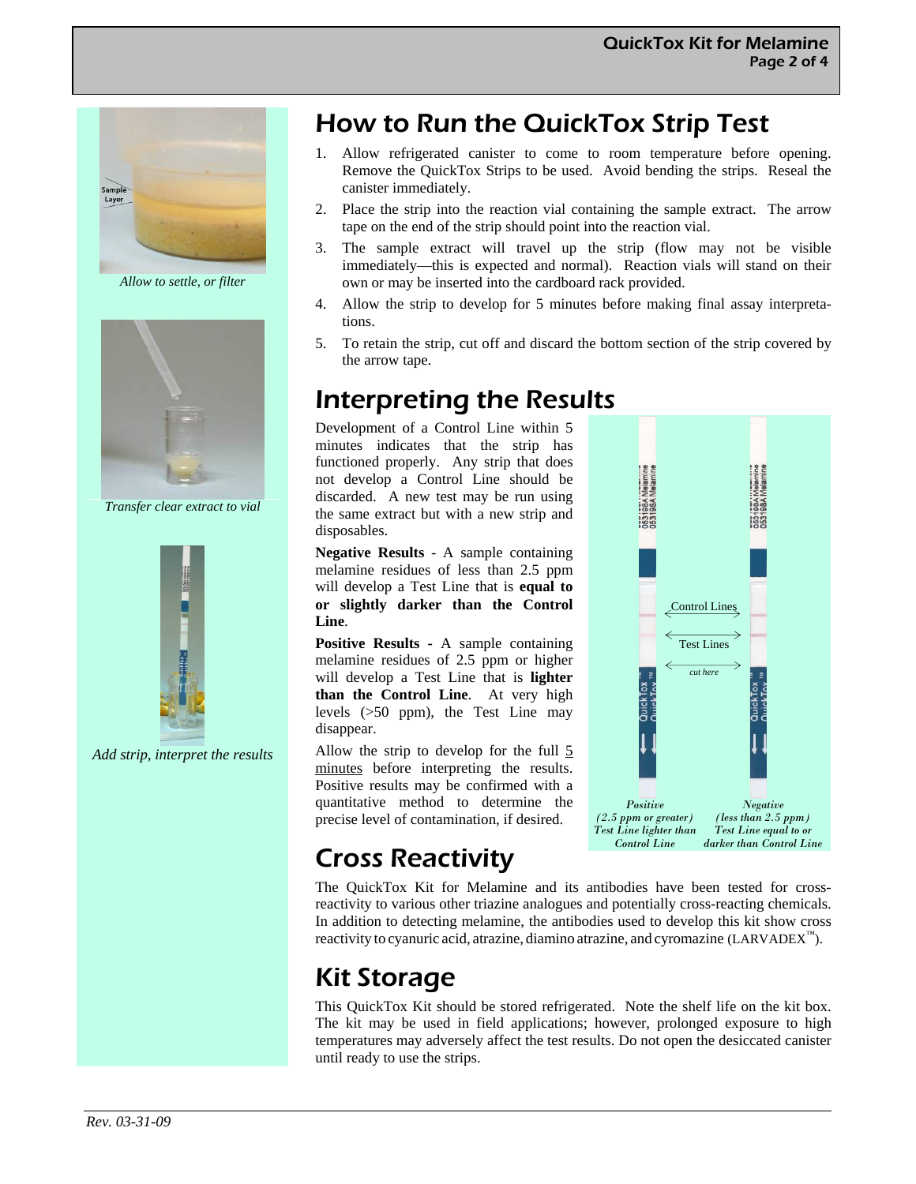*Allow to settle, or filter*

*Transfer clear extract to vial*

*Add strip, interpret the results*

## How to Run the QuickTox Strip Test

1. Allow refrigerated canister to come to room temperature before opening. Remove the QuickTox Strips to be used. Avoid bending the strips. Reseal the canister immediately.
2. Place the strip into the reaction vial containing the sample extract. The arrow tape on the end of the strip should point into the reaction vial.
3. The sample extract will travel up the strip (flow may not be visible immediately—this is expected and normal). Reaction vials will stand on their own or may be inserted into the cardboard rack provided.
4. Allow the strip to develop for 5 minutes before making final assay interpretations.
5. To retain the strip, cut off and discard the bottom section of the strip covered by the arrow tape.

## Interpreting the Results

Development of a Control Line within 5 minutes indicates that the strip has functioned properly. Any strip that does not develop a Control Line should be discarded. A new test may be run using the same extract but with a new strip and disposables.

**Negative Results** - A sample containing melamine residues of less than 2.5 ppm will develop a Test Line that is **equal to or slightly darker than the Control Line**.

**Positive Results** - A sample containing melamine residues of 2.5 ppm or higher will develop a Test Line that is **lighter than the Control Line**. At very high levels (>50 ppm), the Test Line may disappear.

Allow the strip to develop for the full 5 minutes before interpreting the results. Positive results may be confirmed with a quantitative method to determine the precise level of contamination, if desired.

Control Lines

Test Lines

*cut here*

*Positive (2.5 ppm or greater) Test Line lighter than Control Line*

*Negative (less than 2.5 ppm) Test Line equal to or darker than Control Line*

## Cross Reactivity

The QuickTox Kit for Melamine and its antibodies have been tested for cross-reactivity to various other triazine analogues and potentially cross-reacting chemicals. In addition to detecting melamine, the antibodies used to develop this kit show cross reactivity to cyanuric acid, atrazine, diamino atrazine, and cyromazine (LARVADEX™).

## Kit Storage

This QuickTox Kit should be stored refrigerated. Note the shelf life on the kit box. The kit may be used in field applications; however, prolonged exposure to high temperatures may adversely affect the test results. Do not open the desiccated canister until ready to use the strips.

*Rev. 03-31-09*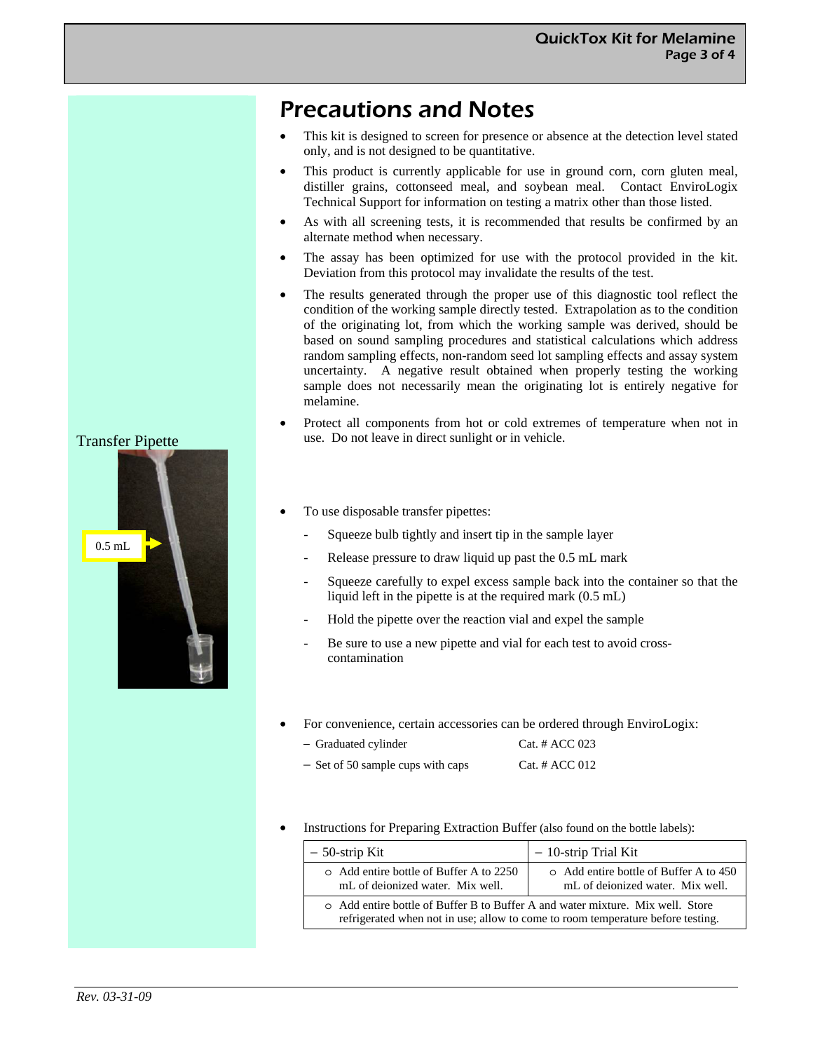# Precautions and Notes

- This kit is designed to screen for presence or absence at the detection level stated only, and is not designed to be quantitative.
- This product is currently applicable for use in ground corn, corn gluten meal, distiller grains, cottonseed meal, and soybean meal. Contact EnviroLogix Technical Support for information on testing a matrix other than those listed.
- As with all screening tests, it is recommended that results be confirmed by an alternate method when necessary.
- The assay has been optimized for use with the protocol provided in the kit. Deviation from this protocol may invalidate the results of the test.
- The results generated through the proper use of this diagnostic tool reflect the condition of the working sample directly tested. Extrapolation as to the condition of the originating lot, from which the working sample was derived, should be based on sound sampling procedures and statistical calculations which address random sampling effects, non-random seed lot sampling effects and assay system uncertainty. A negative result obtained when properly testing the working sample does not necessarily mean the originating lot is entirely negative for melamine.
- Protect all components from hot or cold extremes of temperature when not in use. Do not leave in direct sunlight or in vehicle.

Transfer Pipette

0.5 mL

- To use disposable transfer pipettes:
  - Squeeze bulb tightly and insert tip in the sample layer
  - Release pressure to draw liquid up past the 0.5 mL mark
  - Squeeze carefully to expel excess sample back into the container so that the liquid left in the pipette is at the required mark (0.5 mL)
  - Hold the pipette over the reaction vial and expel the sample
  - Be sure to use a new pipette and vial for each test to avoid cross-contamination

- For convenience, certain accessories can be ordered through EnviroLogix:
  - Graduated cylinder — Cat. # ACC 023
  - Set of 50 sample cups with caps — Cat. # ACC 012

- Instructions for Preparing Extraction Buffer (also found on the bottle labels):

| – 50-strip Kit | – 10-strip Trial Kit |
|---|---|
| ○ Add entire bottle of Buffer A to 2250 mL of deionized water. Mix well. | ○ Add entire bottle of Buffer A to 450 mL of deionized water. Mix well. |
| ○ Add entire bottle of Buffer B to Buffer A and water mixture. Mix well. Store refrigerated when not in use; allow to come to room temperature before testing. | |

*Rev. 03-31-09*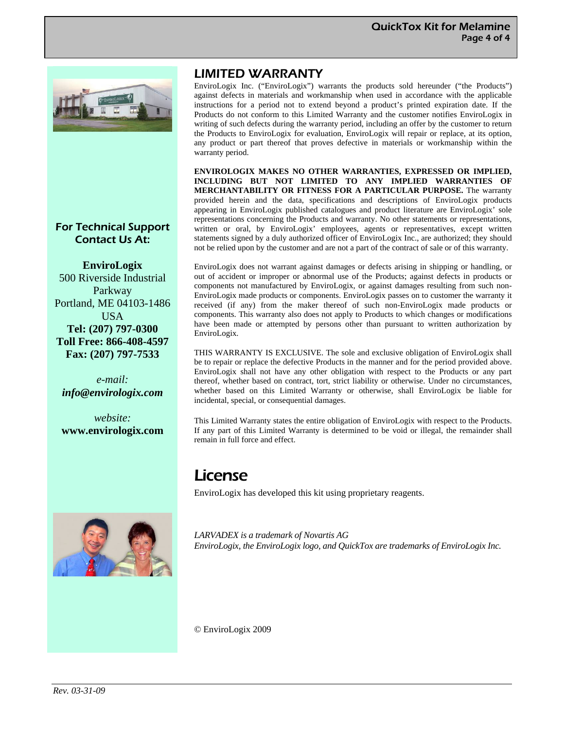## For Technical Support Contact Us At:

**EnviroLogix**
500 Riverside Industrial Parkway
Portland, ME 04103-1486
USA
**Tel: (207) 797-0300**
**Toll Free: 866-408-4597**
**Fax: (207) 797-7533**

*e-mail:*
***info@envirologix.com***

*website:*
**www.envirologix.com**

## LIMITED WARRANTY

EnviroLogix Inc. ("EnviroLogix") warrants the products sold hereunder ("the Products") against defects in materials and workmanship when used in accordance with the applicable instructions for a period not to extend beyond a product's printed expiration date. If the Products do not conform to this Limited Warranty and the customer notifies EnviroLogix in writing of such defects during the warranty period, including an offer by the customer to return the Products to EnviroLogix for evaluation, EnviroLogix will repair or replace, at its option, any product or part thereof that proves defective in materials or workmanship within the warranty period.

**ENVIROLOGIX MAKES NO OTHER WARRANTIES, EXPRESSED OR IMPLIED, INCLUDING BUT NOT LIMITED TO ANY IMPLIED WARRANTIES OF MERCHANTABILITY OR FITNESS FOR A PARTICULAR PURPOSE.** The warranty provided herein and the data, specifications and descriptions of EnviroLogix products appearing in EnviroLogix published catalogues and product literature are EnviroLogix' sole representations concerning the Products and warranty. No other statements or representations, written or oral, by EnviroLogix' employees, agents or representatives, except written statements signed by a duly authorized officer of EnviroLogix Inc., are authorized; they should not be relied upon by the customer and are not a part of the contract of sale or of this warranty.

EnviroLogix does not warrant against damages or defects arising in shipping or handling, or out of accident or improper or abnormal use of the Products; against defects in products or components not manufactured by EnviroLogix, or against damages resulting from such non-EnviroLogix made products or components. EnviroLogix passes on to customer the warranty it received (if any) from the maker thereof of such non-EnviroLogix made products or components. This warranty also does not apply to Products to which changes or modifications have been made or attempted by persons other than pursuant to written authorization by EnviroLogix.

THIS WARRANTY IS EXCLUSIVE. The sole and exclusive obligation of EnviroLogix shall be to repair or replace the defective Products in the manner and for the period provided above. EnviroLogix shall not have any other obligation with respect to the Products or any part thereof, whether based on contract, tort, strict liability or otherwise. Under no circumstances, whether based on this Limited Warranty or otherwise, shall EnviroLogix be liable for incidental, special, or consequential damages.

This Limited Warranty states the entire obligation of EnviroLogix with respect to the Products. If any part of this Limited Warranty is determined to be void or illegal, the remainder shall remain in full force and effect.

## License

EnviroLogix has developed this kit using proprietary reagents.

*LARVADEX is a trademark of Novartis AG*
*EnviroLogix, the EnviroLogix logo, and QuickTox are trademarks of EnviroLogix Inc.*

© EnviroLogix 2009

*Rev. 03-31-09*